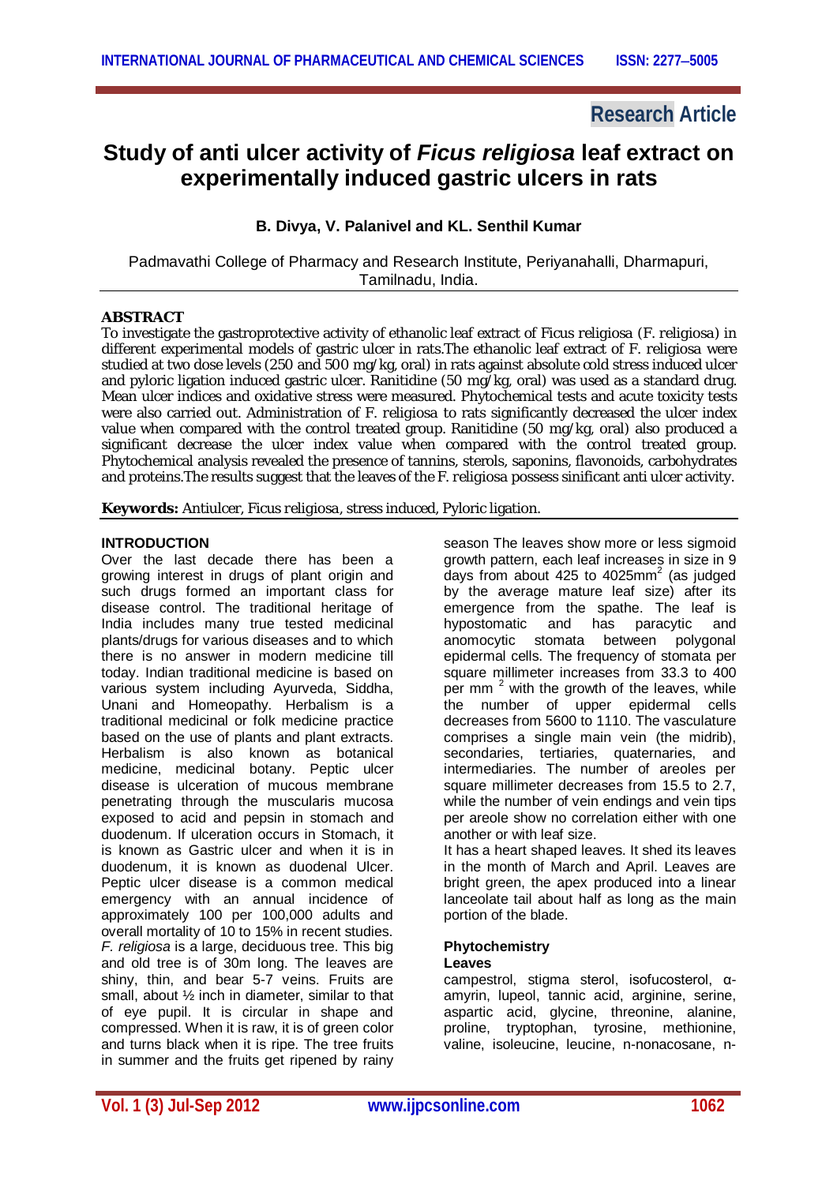Research Article

# Study of anti ulcer activity of *Ficus religiosa* leaf extract on experimentally induced gastric ulcers in rats

**B. Divya, V. Palanivel and KL. Senthil Kumar**

Padmavathi College of Pharmacy and Research Institute, Periyanahalli, Dharmapuri, Tamilnadu, India.

## ABSTRACT

To investigate the gastroprotective activity of ethanolic leaf extract of Ficus religiosa (F. religiosa) in different experimental models of gastric ulcer in rats.The ethanolic leaf extract of F. religiosa were studied at two dose levels (250 and 500 mg/kg, oral) in rats against absolute cold stress induced ulcer and pyloric ligation induced gastric ulcer. Ranitidine (50 mg/kg, oral) was used as a standard drug. Mean ulcer indices and oxidative stress were measured. Phytochemical tests and acute toxicity tests were also carried out. Administration of F. religiosa to rats significantly decreased the ulcer index value when compared with the control treated group. Ranitidine (50 mg/kg, oral) also produced a significant decrease the ulcer index value when compared with the control treated group. Phytochemical analysis revealed the presence of tannins, sterols, saponins, flavonoids, carbohydrates and proteins.The results suggest that the leaves of the F. religiosa possess sinificant anti ulcer activity.

**Keywords:** Antiulcer, Ficus religiosa, stress induced, Pyloric ligation.

## INTRODUCTION

Over the last decade there has been a growing interest in drugs of plant origin and such drugs formed an important class for disease control. The traditional heritage of India includes many true tested medicinal plants/drugs for various diseases and to which there is no answer in modern medicine till today. Indian traditional medicine is based on various system including Ayurveda, Siddha, Unani and Homeopathy. Herbalism is a traditional medicinal or folk medicine practice based on the use of plants and plant extracts. Herbalism is also known as botanical medicine, medicinal botany. Peptic ulcer disease is ulceration of mucous membrane penetrating through the muscularis mucosa exposed to acid and pepsin in stomach and duodenum. If ulceration occurs in Stomach, it is known as Gastric ulcer and when it is in duodenum, it is known as duodenal Ulcer. Peptic ulcer disease is a common medical emergency with an annual incidence of approximately 100 per 100,000 adults and overall mortality of 10 to 15% in recent studies.

*F. religiosa* is a large, deciduous tree. This big and old tree is of 30m long. The leaves are shiny, thin, and bear 5-7 veins. Fruits are small, about ½ inch in diameter, similar to that of eye pupil. It is circular in shape and compressed. When it is raw, it is of green color and turns black when it is ripe. The tree fruits in summer and the fruits get ripened by rainy season The leaves show more or less sigmoid growth pattern, each leaf increases in size in 9 days from about 425 to 4025mm$^2$ (as judged by the average mature leaf size) after its emergence from the spathe. The leaf is hypostomatic and has paracytic and anomocytic stomata between polygonal epidermal cells. The frequency of stomata per square millimeter increases from 33.3 to 400 per mm $^2$ with the growth of the leaves, while the number of upper epidermal cells decreases from 5600 to 1110. The vasculature comprises a single main vein (the midrib), secondaries, tertiaries, quaternaries, and intermediaries. The number of areoles per square millimeter decreases from 15.5 to 2.7, while the number of vein endings and vein tips per areole show no correlation either with one another or with leaf size.

It has a heart shaped leaves. It shed its leaves in the month of March and April. Leaves are bright green, the apex produced into a linear lanceolate tail about half as long as the main portion of the blade.

### Phytochemistry

**Leaves**

campestrol, stigma sterol, isofucosterol, α-amyrin, lupeol, tannic acid, arginine, serine, aspartic acid, glycine, threonine, alanine, proline, tryptophan, tyrosine, methionine, valine, isoleucine, leucine, n-nonacosane, n-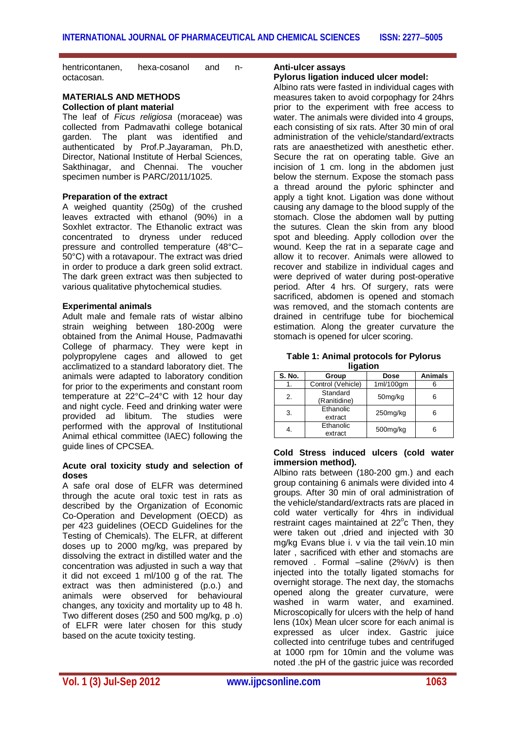hentricontanen, hexa-cosanol and n-octacosan.

## MATERIALS AND METHODS

### Collection of plant material

The leaf of *Ficus religiosa* (moraceae) was collected from Padmavathi college botanical garden. The plant was identified and authenticated by Prof.P.Jayaraman, Ph.D, Director, National Institute of Herbal Sciences, Sakthinagar, and Chennai. The voucher specimen number is PARC/2011/1025.

### Preparation of the extract

A weighed quantity (250g) of the crushed leaves extracted with ethanol (90%) in a Soxhlet extractor. The Ethanolic extract was concentrated to dryness under reduced pressure and controlled temperature (48°C–50°C) with a rotavapour. The extract was dried in order to produce a dark green solid extract. The dark green extract was then subjected to various qualitative phytochemical studies.

### Experimental animals

Adult male and female rats of wistar albino strain weighing between 180-200g were obtained from the Animal House, Padmavathi College of pharmacy. They were kept in polypropylene cages and allowed to get acclimatized to a standard laboratory diet. The animals were adapted to laboratory condition for prior to the experiments and constant room temperature at 22°C–24°C with 12 hour day and night cycle. Feed and drinking water were provided ad libitum. The studies were performed with the approval of Institutional Animal ethical committee (IAEC) following the guide lines of CPCSEA.

### Acute oral toxicity study and selection of doses

A safe oral dose of ELFR was determined through the acute oral toxic test in rats as described by the Organization of Economic Co-Operation and Development (OECD) as per 423 guidelines (OECD Guidelines for the Testing of Chemicals). The ELFR, at different doses up to 2000 mg/kg, was prepared by dissolving the extract in distilled water and the concentration was adjusted in such a way that it did not exceed 1 ml/100 g of the rat. The extract was then administered (p.o.) and animals were observed for behavioural changes, any toxicity and mortality up to 48 h. Two different doses (250 and 500 mg/kg, p .o) of ELFR were later chosen for this study based on the acute toxicity testing.

### Anti-ulcer assays

### Pylorus ligation induced ulcer model:

Albino rats were fasted in individual cages with measures taken to avoid corpophagy for 24hrs prior to the experiment with free access to water. The animals were divided into 4 groups, each consisting of six rats. After 30 min of oral administration of the vehicle/standard/extracts rats are anaesthetized with anesthetic ether. Secure the rat on operating table. Give an incision of 1 cm. long in the abdomen just below the sternum. Expose the stomach pass a thread around the pyloric sphincter and apply a tight knot. Ligation was done without causing any damage to the blood supply of the stomach. Close the abdomen wall by putting the sutures. Clean the skin from any blood spot and bleeding. Apply collodion over the wound. Keep the rat in a separate cage and allow it to recover. Animals were allowed to recover and stabilize in individual cages and were deprived of water during post-operative period. After 4 hrs. Of surgery, rats were sacrificed, abdomen is opened and stomach was removed, and the stomach contents are drained in centrifuge tube for biochemical estimation. Along the greater curvature the stomach is opened for ulcer scoring.

**Table 1: Animal protocols for Pylorus ligation**

| S. No. | Group | Dose | Animals |
|---|---|---|---|
| 1. | Control (Vehicle) | 1ml/100gm | 6 |
| 2. | Standard (Ranitidine) | 50mg/kg | 6 |
| 3. | Ethanolic extract | 250mg/kg | 6 |
| 4. | Ethanolic extract | 500mg/kg | 6 |

### Cold Stress induced ulcers (cold water immersion method).

Albino rats between (180-200 gm.) and each group containing 6 animals were divided into 4 groups. After 30 min of oral administration of the vehicle/standard/extracts rats are placed in cold water vertically for 4hrs in individual restraint cages maintained at 22$^{o}$c Then, they were taken out ,dried and injected with 30 mg/kg Evans blue i. v via the tail vein.10 min later , sacrificed with ether and stomachs are removed . Formal –saline (2%v/v) is then injected into the totally ligated stomachs for overnight storage. The next day, the stomachs opened along the greater curvature, were washed in warm water, and examined. Microscopically for ulcers with the help of hand lens (10x) Mean ulcer score for each animal is expressed as ulcer index. Gastric juice collected into centrifuge tubes and centrifuged at 1000 rpm for 10min and the volume was noted .the pH of the gastric juice was recorded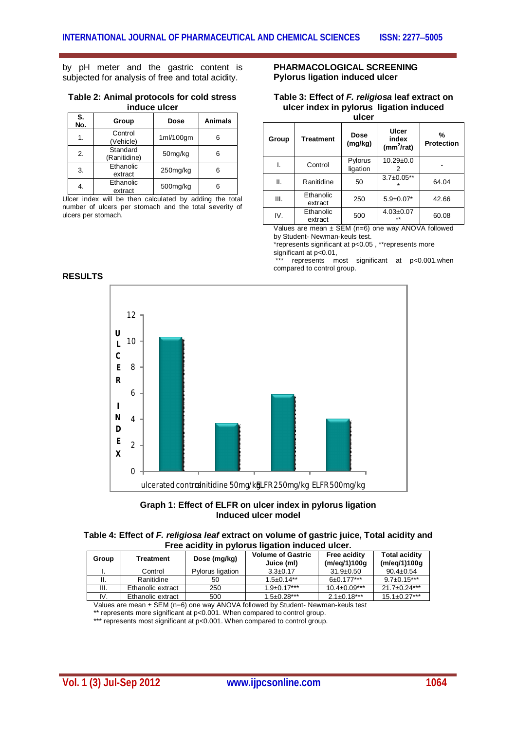by pH meter and the gastric content is subjected for analysis of free and total acidity.

**Table 2: Animal protocols for cold stress induce ulcer**

| S. No. | Group | Dose | Animals |
|---|---|---|---|
| 1. | Control (Vehicle) | 1ml/100gm | 6 |
| 2. | Standard (Ranitidine) | 50mg/kg | 6 |
| 3. | Ethanolic extract | 250mg/kg | 6 |
| 4. | Ethanolic extract | 500mg/kg | 6 |

Ulcer index will be then calculated by adding the total number of ulcers per stomach and the total severity of ulcers per stomach.

## PHARMACOLOGICAL SCREENING

### Pylorus ligation induced ulcer

**Table 3: Effect of *F. religiosa* leaf extract on ulcer index in pylorus ligation induced ulcer**

| Group | Treatment | Dose (mg/kg) | Ulcer index ($mm^2$/rat) | % Protection |
|---|---|---|---|---|
| I. | Control | Pylorus ligation | 10.29±0.02 | - |
| II. | Ranitidine | 50 | 3.7±0.05*** | 64.04 |
| III. | Ethanolic extract | 250 | 5.9±0.07* | 42.66 |
| IV. | Ethanolic extract | 500 | 4.03±0.07** | 60.08 |

Values are mean ± SEM (n=6) one way ANOVA followed by Student- Newman-keuls test.
*represents significant at p<0.05 , **represents more significant at p<0.01,
*** represents most significant at p<0.001.when compared to control group.

## RESULTS

| Group | Ulcer index |
|---|---|
| ulcerated control | ~10.3 |
| ranitidine 50mg/kg | ~3.7 |
| ELFR 250mg/kg | ~5.9 |
| ELFR 500mg/kg | ~4.0 |

**Graph 1: Effect of ELFR on ulcer index in pylorus ligation Induced ulcer model**

**Table 4: Effect of *F. religiosa leaf* extract on volume of gastric juice, Total acidity and Free acidity in pylorus ligation induced ulcer.**

| Group | Treatment | Dose (mg/kg) | Volume of Gastric Juice (ml) | Free acidity (m/eq/1)100g | Total acidity (m/eq/1)100g |
|---|---|---|---|---|---|
| I. | Control | Pylorus ligation | 3.3±0.17 | 31.9±0.50 | 90.4±0.54 |
| II. | Ranitidine | 50 | 1.5±0.14** | 6±0.177*** | 9.7±0.15*** |
| III. | Ethanolic extract | 250 | 1.9±0.17*** | 10.4±0.09*** | 21.7±0.24*** |
| IV. | Ethanolic extract | 500 | 1.5±0.28*** | 2.1±0.18*** | 15.1±0.27*** |

Values are mean ± SEM (n=6) one way ANOVA followed by Student- Newman-keuls test
** represents more significant at p<0.001. When compared to control group.
*** represents most significant at p<0.001. When compared to control group.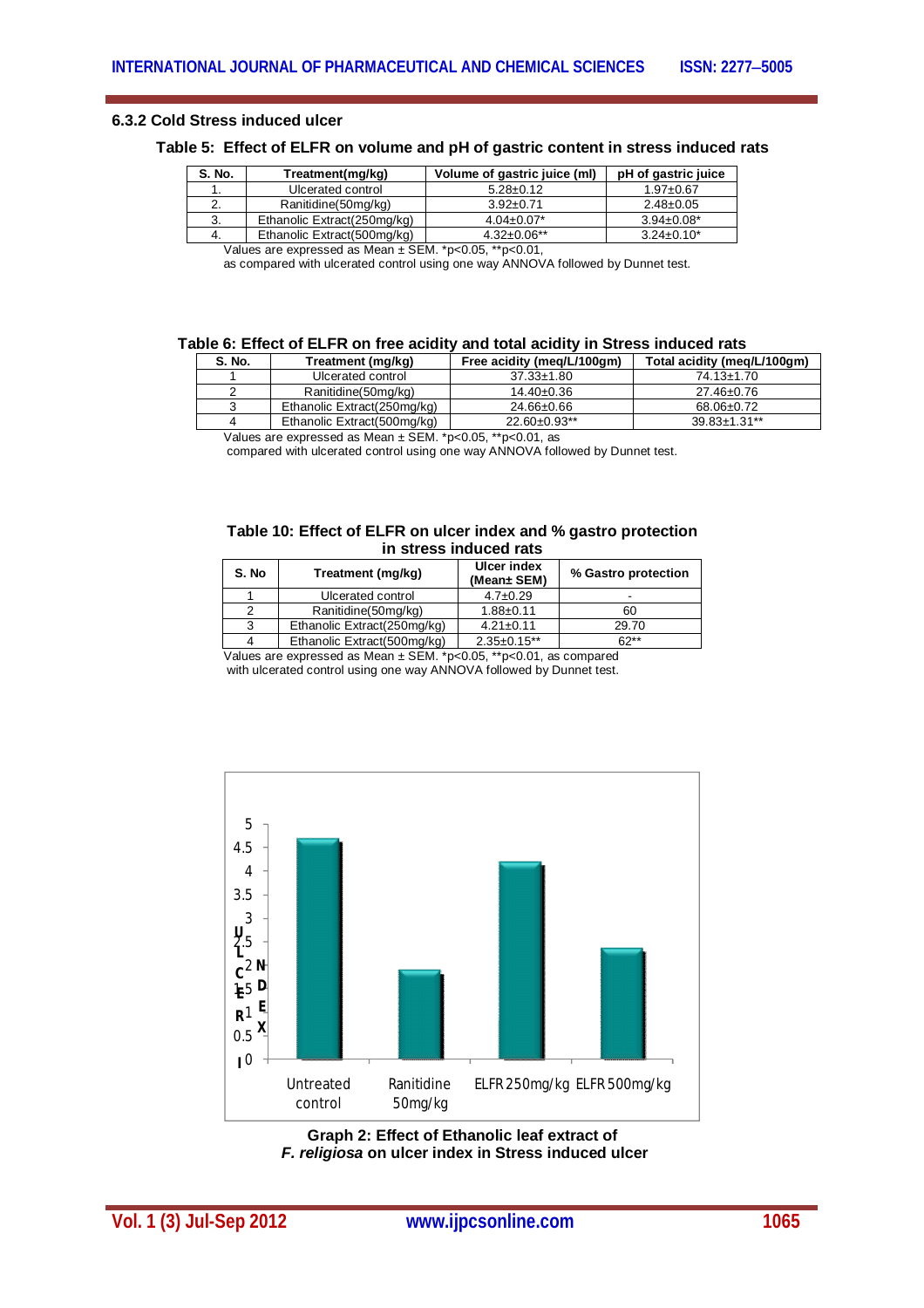### 6.3.2 Cold Stress induced ulcer

**Table 5: Effect of ELFR on volume and pH of gastric content in stress induced rats**

| S. No. | Treatment(mg/kg) | Volume of gastric juice (ml) | pH of gastric juice |
|---|---|---|---|
| 1. | Ulcerated control | 5.28±0.12 | 1.97±0.67 |
| 2. | Ranitidine(50mg/kg) | 3.92±0.71 | 2.48±0.05 |
| 3. | Ethanolic Extract(250mg/kg) | 4.04±0.07* | 3.94±0.08* |
| 4. | Ethanolic Extract(500mg/kg) | 4.32±0.06** | 3.24±0.10* |

Values are expressed as Mean ± SEM. *p<0.05, **p<0.01, as compared with ulcerated control using one way ANNOVA followed by Dunnet test.

**Table 6: Effect of ELFR on free acidity and total acidity in Stress induced rats**

| S. No. | Treatment (mg/kg) | Free acidity (meq/L/100gm) | Total acidity (meq/L/100gm) |
|---|---|---|---|
| 1 | Ulcerated control | 37.33±1.80 | 74.13±1.70 |
| 2 | Ranitidine(50mg/kg) | 14.40±0.36 | 27.46±0.76 |
| 3 | Ethanolic Extract(250mg/kg) | 24.66±0.66 | 68.06±0.72 |
| 4 | Ethanolic Extract(500mg/kg) | 22.60±0.93** | 39.83±1.31** |

Values are expressed as Mean ± SEM. *p<0.05, **p<0.01, as compared with ulcerated control using one way ANNOVA followed by Dunnet test.

**Table 10: Effect of ELFR on ulcer index and % gastro protection in stress induced rats**

| S. No | Treatment (mg/kg) | Ulcer index (Mean± SEM) | % Gastro protection |
|---|---|---|---|
| 1 | Ulcerated control | 4.7±0.29 | - |
| 2 | Ranitidine(50mg/kg) | 1.88±0.11 | 60 |
| 3 | Ethanolic Extract(250mg/kg) | 4.21±0.11 | 29.70 |
| 4 | Ethanolic Extract(500mg/kg) | 2.35±0.15** | 62** |

Values are expressed as Mean ± SEM. *p<0.05, **p<0.01, as compared with ulcerated control using one way ANNOVA followed by Dunnet test.

**Graph 2: Effect of Ethanolic leaf extract of *F. religiosa* on ulcer index in Stress induced ulcer**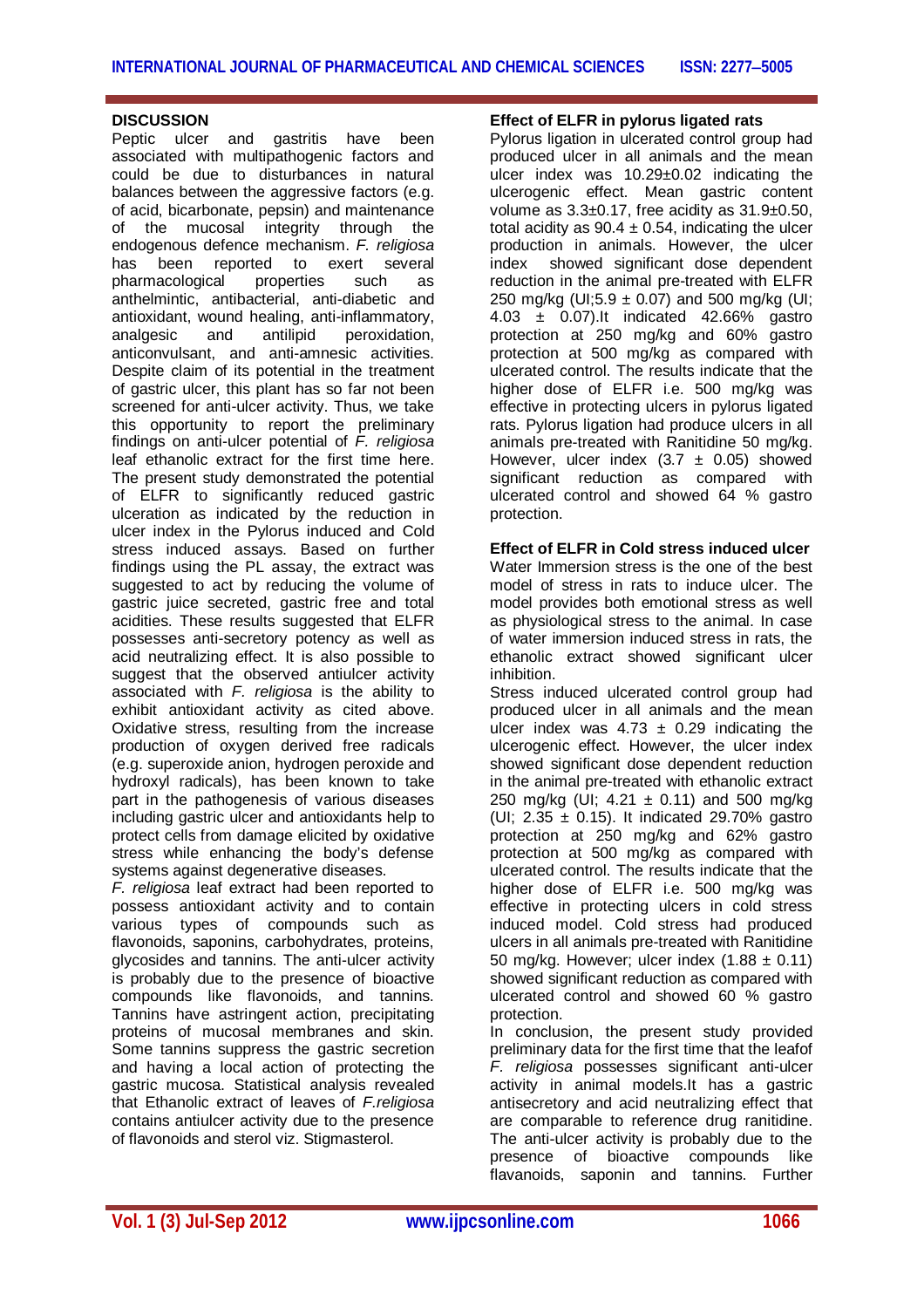## DISCUSSION

Peptic ulcer and gastritis have been associated with multipathogenic factors and could be due to disturbances in natural balances between the aggressive factors (e.g. of acid, bicarbonate, pepsin) and maintenance of the mucosal integrity through the endogenous defence mechanism. *F. religiosa* has been reported to exert several pharmacological properties such as anthelmintic, antibacterial, anti-diabetic and antioxidant, wound healing, anti-inflammatory, analgesic and antilipid peroxidation, anticonvulsant, and anti-amnesic activities. Despite claim of its potential in the treatment of gastric ulcer, this plant has so far not been screened for anti-ulcer activity. Thus, we take this opportunity to report the preliminary findings on anti-ulcer potential of *F. religiosa* leaf ethanolic extract for the first time here. The present study demonstrated the potential of ELFR to significantly reduced gastric ulceration as indicated by the reduction in ulcer index in the Pylorus induced and Cold stress induced assays. Based on further findings using the PL assay, the extract was suggested to act by reducing the volume of gastric juice secreted, gastric free and total acidities. These results suggested that ELFR possesses anti-secretory potency as well as acid neutralizing effect. It is also possible to suggest that the observed antiulcer activity associated with *F. religiosa* is the ability to exhibit antioxidant activity as cited above. Oxidative stress, resulting from the increase production of oxygen derived free radicals (e.g. superoxide anion, hydrogen peroxide and hydroxyl radicals), has been known to take part in the pathogenesis of various diseases including gastric ulcer and antioxidants help to protect cells from damage elicited by oxidative stress while enhancing the body's defense systems against degenerative diseases.

*F. religiosa* leaf extract had been reported to possess antioxidant activity and to contain various types of compounds such as flavonoids, saponins, carbohydrates, proteins, glycosides and tannins. The anti-ulcer activity is probably due to the presence of bioactive compounds like flavonoids, and tannins. Tannins have astringent action, precipitating proteins of mucosal membranes and skin. Some tannins suppress the gastric secretion and having a local action of protecting the gastric mucosa. Statistical analysis revealed that Ethanolic extract of leaves of *F.religiosa* contains antiulcer activity due to the presence of flavonoids and sterol viz. Stigmasterol.

### Effect of ELFR in pylorus ligated rats

Pylorus ligation in ulcerated control group had produced ulcer in all animals and the mean ulcer index was 10.29±0.02 indicating the ulcerogenic effect. Mean gastric content volume as 3.3±0.17, free acidity as 31.9±0.50, total acidity as 90.4 ± 0.54, indicating the ulcer production in animals. However, the ulcer index showed significant dose dependent reduction in the animal pre-treated with ELFR 250 mg/kg (UI;5.9 ± 0.07) and 500 mg/kg (UI; 4.03 ± 0.07).It indicated 42.66% gastro protection at 250 mg/kg and 60% gastro protection at 500 mg/kg as compared with ulcerated control. The results indicate that the higher dose of ELFR i.e. 500 mg/kg was effective in protecting ulcers in pylorus ligated rats. Pylorus ligation had produce ulcers in all animals pre-treated with Ranitidine 50 mg/kg. However, ulcer index (3.7 ± 0.05) showed significant reduction as compared with ulcerated control and showed 64 % gastro protection.

### Effect of ELFR in Cold stress induced ulcer

Water Immersion stress is the one of the best model of stress in rats to induce ulcer. The model provides both emotional stress as well as physiological stress to the animal. In case of water immersion induced stress in rats, the ethanolic extract showed significant ulcer inhibition.

Stress induced ulcerated control group had produced ulcer in all animals and the mean ulcer index was 4.73 ± 0.29 indicating the ulcerogenic effect. However, the ulcer index showed significant dose dependent reduction in the animal pre-treated with ethanolic extract 250 mg/kg (UI; 4.21 ± 0.11) and 500 mg/kg (UI; 2.35 ± 0.15). It indicated 29.70% gastro protection at 250 mg/kg and 62% gastro protection at 500 mg/kg as compared with ulcerated control. The results indicate that the higher dose of ELFR i.e. 500 mg/kg was effective in protecting ulcers in cold stress induced model. Cold stress had produced ulcers in all animals pre-treated with Ranitidine 50 mg/kg. However; ulcer index (1.88 ± 0.11) showed significant reduction as compared with ulcerated control and showed 60 % gastro protection.

In conclusion, the present study provided preliminary data for the first time that the leafof *F. religiosa* possesses significant anti-ulcer activity in animal models.It has a gastric antisecretory and acid neutralizing effect that are comparable to reference drug ranitidine. The anti-ulcer activity is probably due to the presence of bioactive compounds like flavanoids, saponin and tannins. Further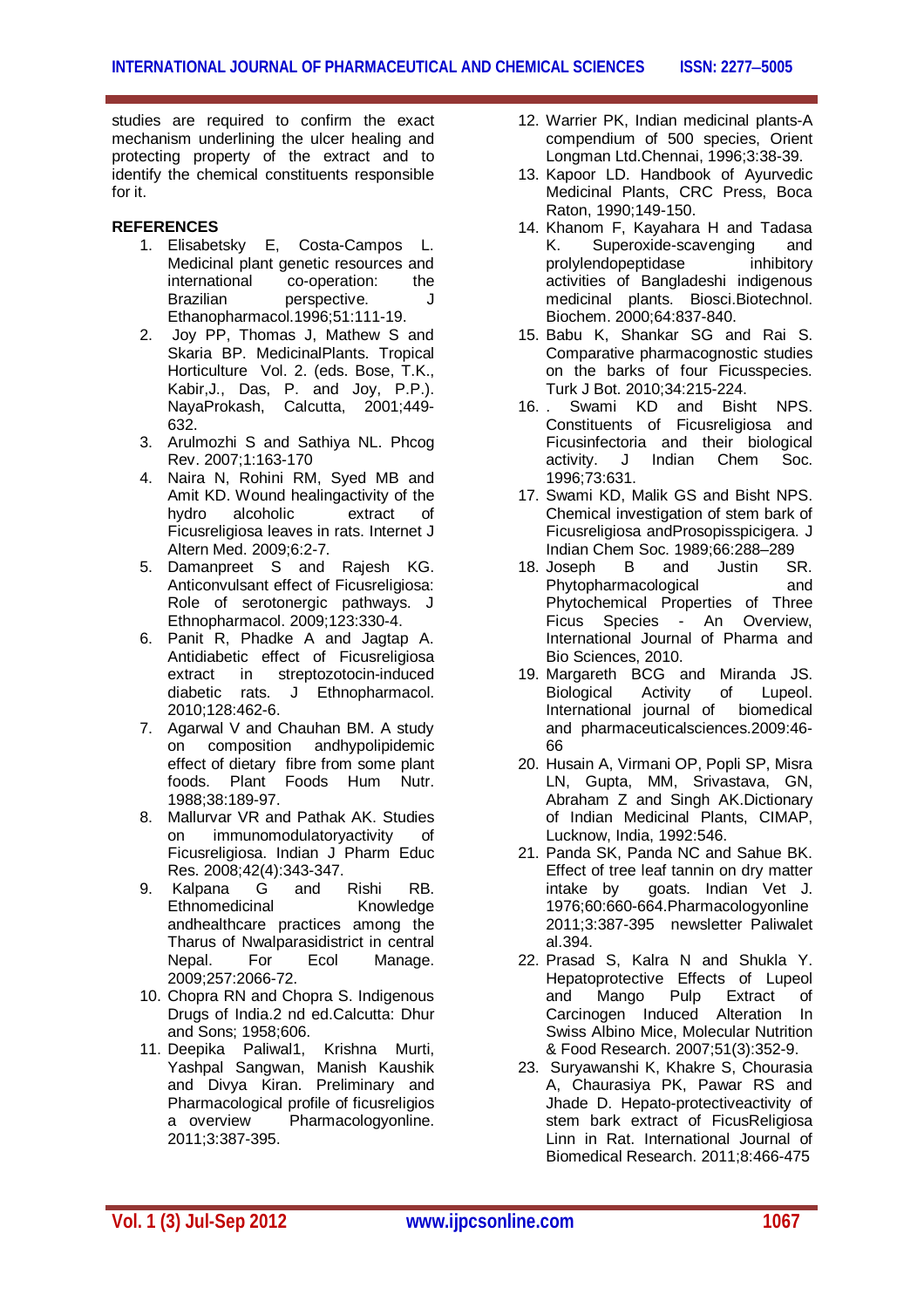studies are required to confirm the exact mechanism underlining the ulcer healing and protecting property of the extract and to identify the chemical constituents responsible for it.

## REFERENCES

1. Elisabetsky E, Costa-Campos L. Medicinal plant genetic resources and international co-operation: the Brazilian perspective. J Ethanopharmacol.1996;51:111-19.
2. Joy PP, Thomas J, Mathew S and Skaria BP. MedicinalPlants. Tropical Horticulture Vol. 2. (eds. Bose, T.K., Kabir,J., Das, P. and Joy, P.P.). NayaProkash, Calcutta, 2001;449-632.
3. Arulmozhi S and Sathiya NL. Phcog Rev. 2007;1:163-170
4. Naira N, Rohini RM, Syed MB and Amit KD. Wound healingactivity of the hydro alcoholic extract of Ficusreligiosa leaves in rats. Internet J Altern Med. 2009;6:2-7.
5. Damanpreet S and Rajesh KG. Anticonvulsant effect of Ficusreligiosa: Role of serotonergic pathways. J Ethnopharmacol. 2009;123:330-4.
6. Panit R, Phadke A and Jagtap A. Antidiabetic effect of Ficusreligiosa extract in streptozotocin-induced diabetic rats. J Ethnopharmacol. 2010;128:462-6.
7. Agarwal V and Chauhan BM. A study on composition andhypolipidemic effect of dietary fibre from some plant foods. Plant Foods Hum Nutr. 1988;38:189-97.
8. Mallurvar VR and Pathak AK. Studies on immunomodulatoryactivity of Ficusreligiosa. Indian J Pharm Educ Res. 2008;42(4):343-347.
9. Kalpana G and Rishi RB. Ethnomedicinal Knowledge andhealthcare practices among the Tharus of Nwalparasidistrict in central Nepal. For Ecol Manage. 2009;257:2066-72.
10. Chopra RN and Chopra S. Indigenous Drugs of India.2 nd ed.Calcutta: Dhur and Sons; 1958;606.
11. Deepika Paliwal1, Krishna Murti, Yashpal Sangwan, Manish Kaushik and Divya Kiran. Preliminary and Pharmacological profile of ficusreligios a overview Pharmacologyonline. 2011;3:387-395.
12. Warrier PK, Indian medicinal plants-A compendium of 500 species, Orient Longman Ltd.Chennai, 1996;3:38-39.
13. Kapoor LD. Handbook of Ayurvedic Medicinal Plants, CRC Press, Boca Raton, 1990;149-150.
14. Khanom F, Kayahara H and Tadasa K. Superoxide-scavenging and prolylendopeptidase inhibitory activities of Bangladeshi indigenous medicinal plants. Biosci.Biotechnol. Biochem. 2000;64:837-840.
15. Babu K, Shankar SG and Rai S. Comparative pharmacognostic studies on the barks of four Ficusspecies. Turk J Bot. 2010;34:215-224.
16. . Swami KD and Bisht NPS. Constituents of Ficusreligiosa and Ficusinfectoria and their biological activity. J Indian Chem Soc. 1996;73:631.
17. Swami KD, Malik GS and Bisht NPS. Chemical investigation of stem bark of Ficusreligiosa andProsopisspicigera. J Indian Chem Soc. 1989;66:288–289
18. Joseph B and Justin SR. Phytopharmacological and Phytochemical Properties of Three Ficus Species - An Overview, International Journal of Pharma and Bio Sciences, 2010.
19. Margareth BCG and Miranda JS. Biological Activity of Lupeol. International journal of biomedical and pharmaceuticalsciences.2009:46-66
20. Husain A, Virmani OP, Popli SP, Misra LN, Gupta, MM, Srivastava, GN, Abraham Z and Singh AK.Dictionary of Indian Medicinal Plants, CIMAP, Lucknow, India, 1992:546.
21. Panda SK, Panda NC and Sahue BK. Effect of tree leaf tannin on dry matter intake by goats. Indian Vet J. 1976;60:660-664.Pharmacologyonline 2011;3:387-395 newsletter Paliwalet al.394.
22. Prasad S, Kalra N and Shukla Y. Hepatoprotective Effects of Lupeol and Mango Pulp Extract of Carcinogen Induced Alteration In Swiss Albino Mice, Molecular Nutrition & Food Research. 2007;51(3):352-9.
23. Suryawanshi K, Khakre S, Chourasia A, Chaurasiya PK, Pawar RS and Jhade D. Hepato-protectiveactivity of stem bark extract of FicusReligiosa Linn in Rat. International Journal of Biomedical Research. 2011;8:466-475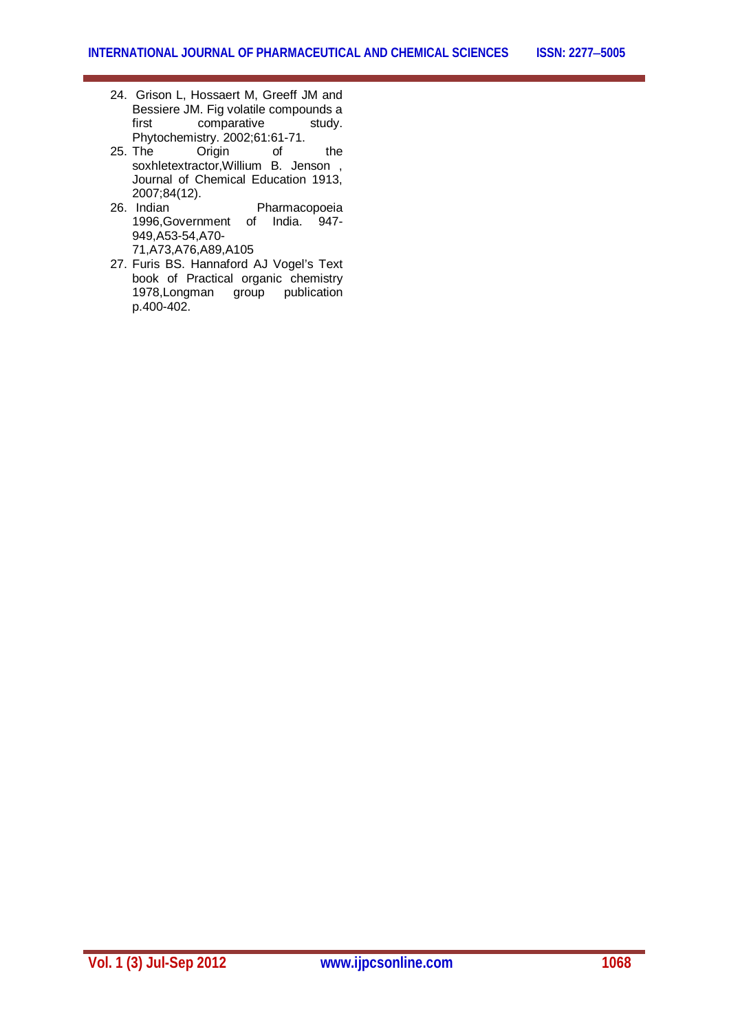24. Grison L, Hossaert M, Greeff JM and Bessiere JM. Fig volatile compounds a first comparative study. Phytochemistry. 2002;61:61-71.
25. The Origin of the soxhletextractor,Willium B. Jenson , Journal of Chemical Education 1913, 2007;84(12).
26. Indian Pharmacopoeia 1996,Government of India. 947-949,A53-54,A70-71,A73,A76,A89,A105
27. Furis BS. Hannaford AJ Vogel's Text book of Practical organic chemistry 1978,Longman group publication p.400-402.